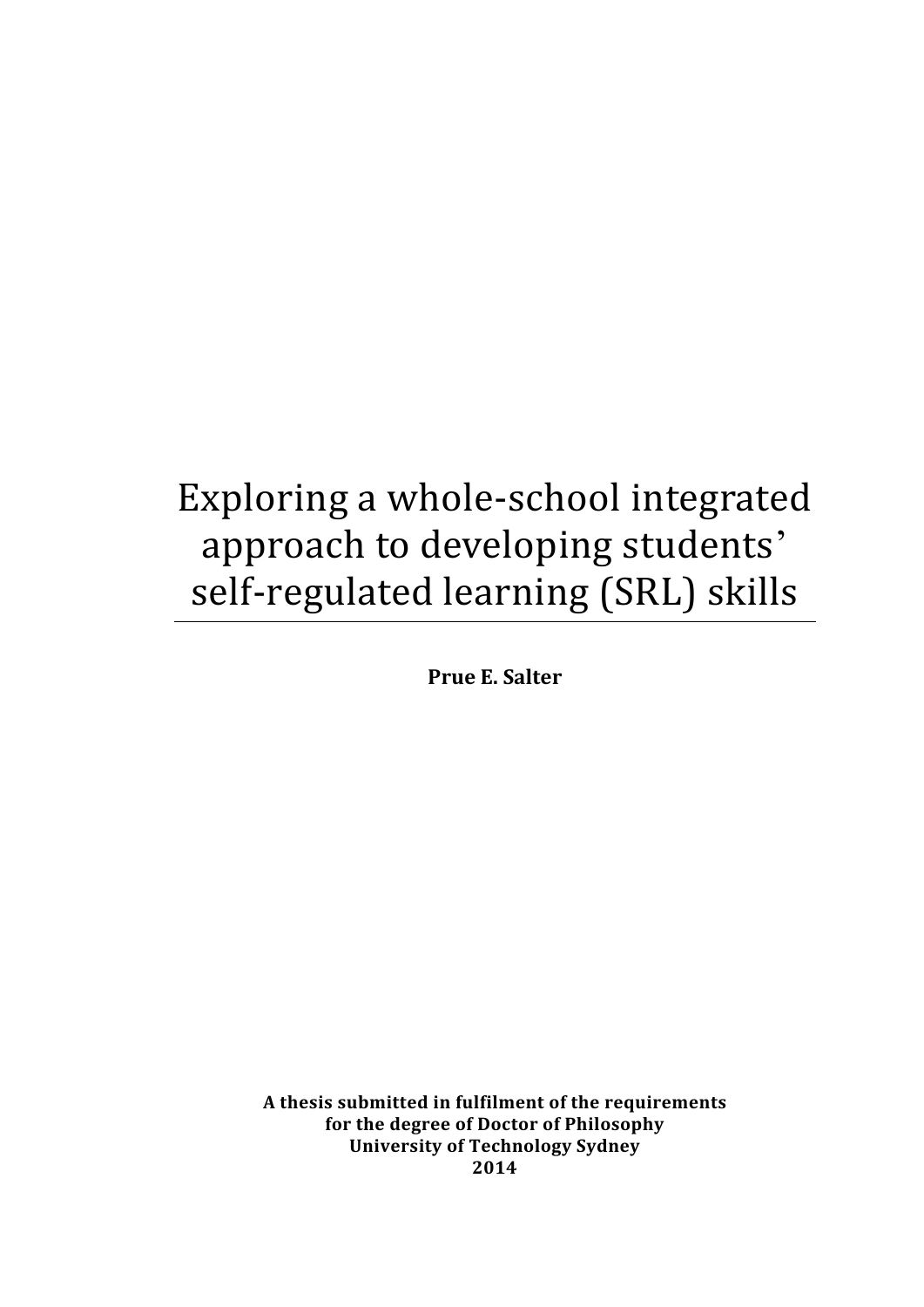# Exploring a whole-school integrated approach to developing students' self-regulated learning (SRL) skills

**Prue E. Salter**

**A thesis submitted in fulfilment of the requirements for the degree of Doctor of Philosophy University of Technology Sydney 2014**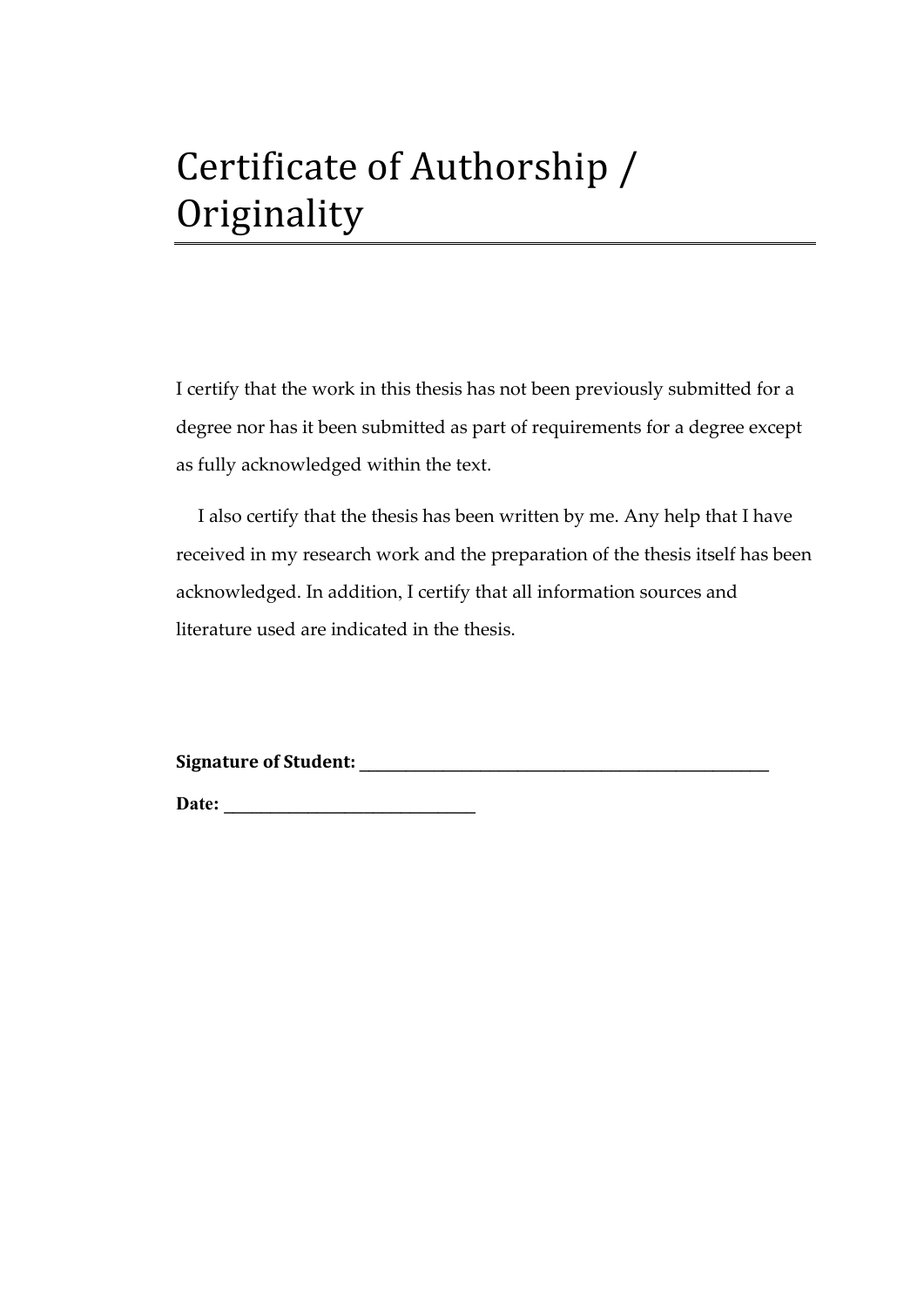# Certificate of Authorship / Originality

I certify that the work in this thesis has not been previously submitted for a degree nor has it been submitted as part of requirements for a degree except as fully acknowledged within the text.

I also certify that the thesis has been written by me. Any help that I have received in my research work and the preparation of the thesis itself has been acknowledged. In addition, I certify that all information sources and literature used are indicated in the thesis.

**Signature of Student:** ______________________________________________

**Date:** ___________________________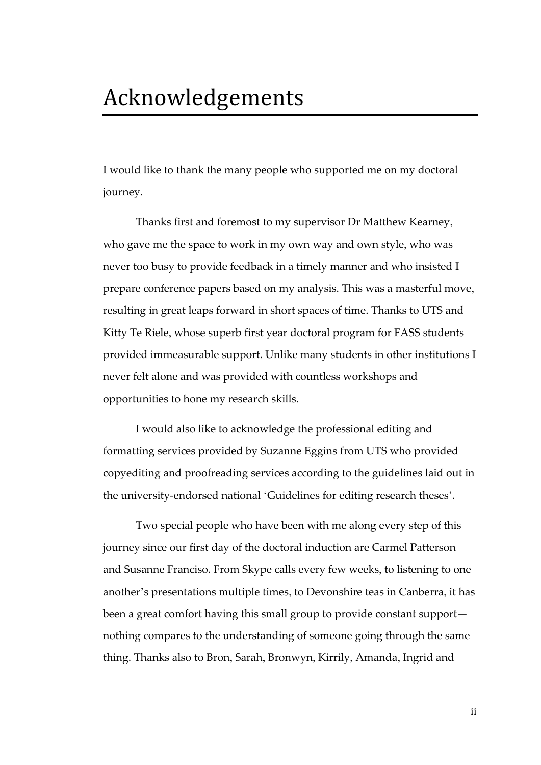# Acknowledgements

I would like to thank the many people who supported me on my doctoral journey.

Thanks first and foremost to my supervisor Dr Matthew Kearney, who gave me the space to work in my own way and own style, who was never too busy to provide feedback in a timely manner and who insisted I prepare conference papers based on my analysis. This was a masterful move, resulting in great leaps forward in short spaces of time. Thanks to UTS and Kitty Te Riele, whose superb first year doctoral program for FASS students provided immeasurable support. Unlike many students in other institutions I never felt alone and was provided with countless workshops and opportunities to hone my research skills.

I would also like to acknowledge the professional editing and formatting services provided by Suzanne Eggins from UTS who provided copyediting and proofreading services according to the guidelines laid out in the university-endorsed national 'Guidelines for editing research theses'.

Two special people who have been with me along every step of this journey since our first day of the doctoral induction are Carmel Patterson and Susanne Franciso. From Skype calls every few weeks, to listening to one another's presentations multiple times, to Devonshire teas in Canberra, it has been a great comfort having this small group to provide constant support—nothing compares to the understanding of someone going through the same thing. Thanks also to Bron, Sarah, Bronwyn, Kirrily, Amanda, Ingrid and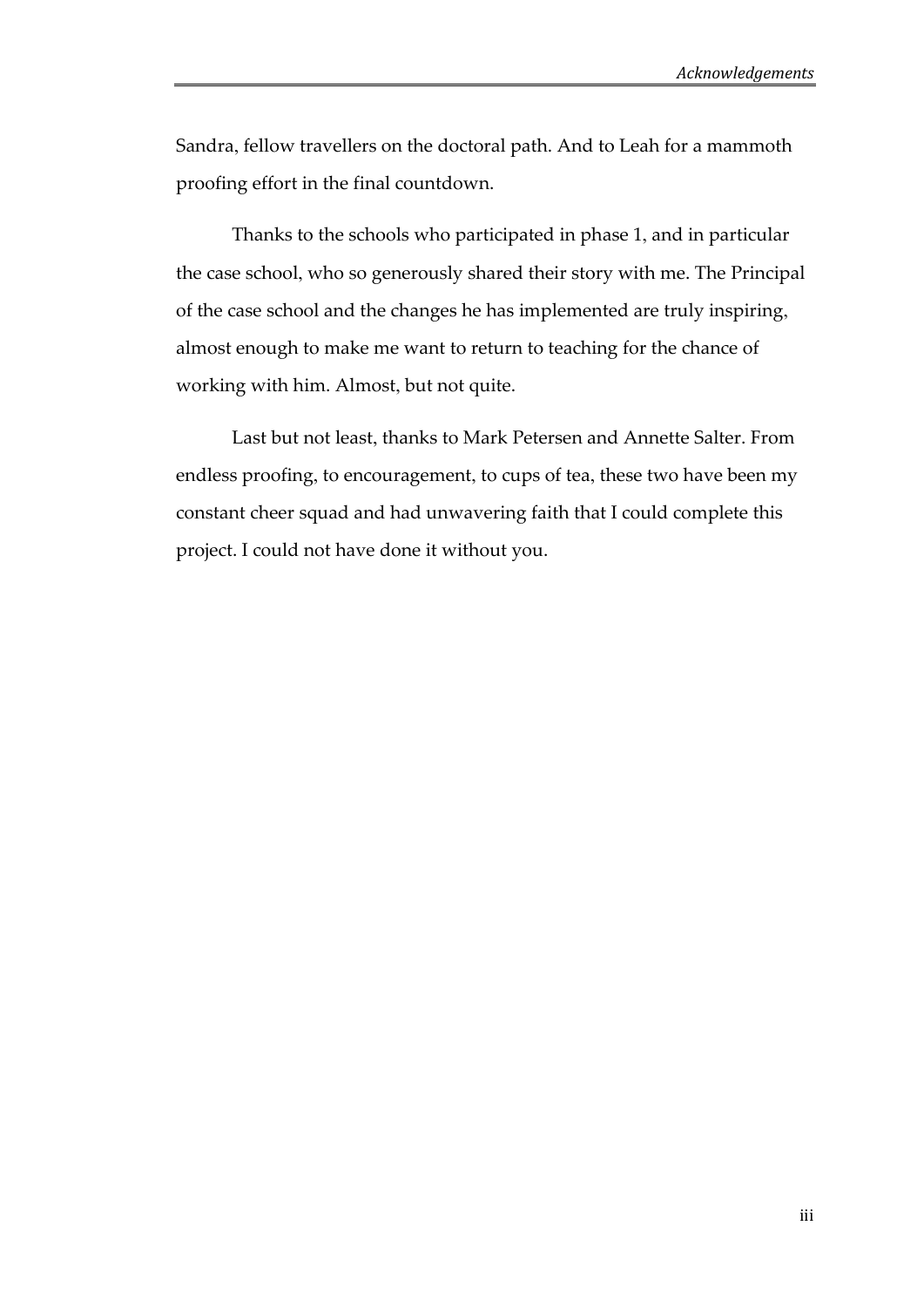Sandra, fellow travellers on the doctoral path. And to Leah for a mammoth proofing effort in the final countdown.

Thanks to the schools who participated in phase 1, and in particular the case school, who so generously shared their story with me. The Principal of the case school and the changes he has implemented are truly inspiring, almost enough to make me want to return to teaching for the chance of working with him. Almost, but not quite.

Last but not least, thanks to Mark Petersen and Annette Salter. From endless proofing, to encouragement, to cups of tea, these two have been my constant cheer squad and had unwavering faith that I could complete this project. I could not have done it without you.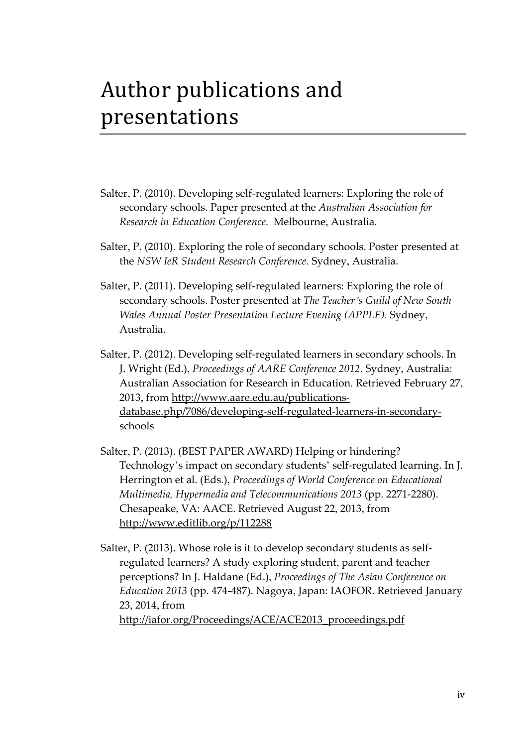# Author publications and presentations

Salter, P. (2010). Developing self-regulated learners: Exploring the role of secondary schools. Paper presented at the *Australian Association for Research in Education Conference.* Melbourne, Australia.

Salter, P. (2010). Exploring the role of secondary schools. Poster presented at the *NSW IeR Student Research Conference*. Sydney, Australia.

Salter, P. (2011). Developing self-regulated learners: Exploring the role of secondary schools. Poster presented at *The Teacher's Guild of New South Wales Annual Poster Presentation Lecture Evening (APPLE).* Sydney, Australia.

Salter, P. (2012). Developing self-regulated learners in secondary schools. In J. Wright (Ed.), *Proceedings of AARE Conference 2012*. Sydney, Australia: Australian Association for Research in Education. Retrieved February 27, 2013, from http://www.aare.edu.au/publications-database.php/7086/developing-self-regulated-learners-in-secondary-schools

Salter, P. (2013). (BEST PAPER AWARD) Helping or hindering? Technology's impact on secondary students' self-regulated learning. In J. Herrington et al. (Eds.), *Proceedings of World Conference on Educational Multimedia, Hypermedia and Telecommunications 2013* (pp. 2271-2280). Chesapeake, VA: AACE. Retrieved August 22, 2013, from http://www.editlib.org/p/112288

Salter, P. (2013). Whose role is it to develop secondary students as self-regulated learners? A study exploring student, parent and teacher perceptions? In J. Haldane (Ed.), *Proceedings of The Asian Conference on Education 2013* (pp. 474-487). Nagoya, Japan: IAOFOR. Retrieved January 23, 2014, from http://iafor.org/Proceedings/ACE/ACE2013_proceedings.pdf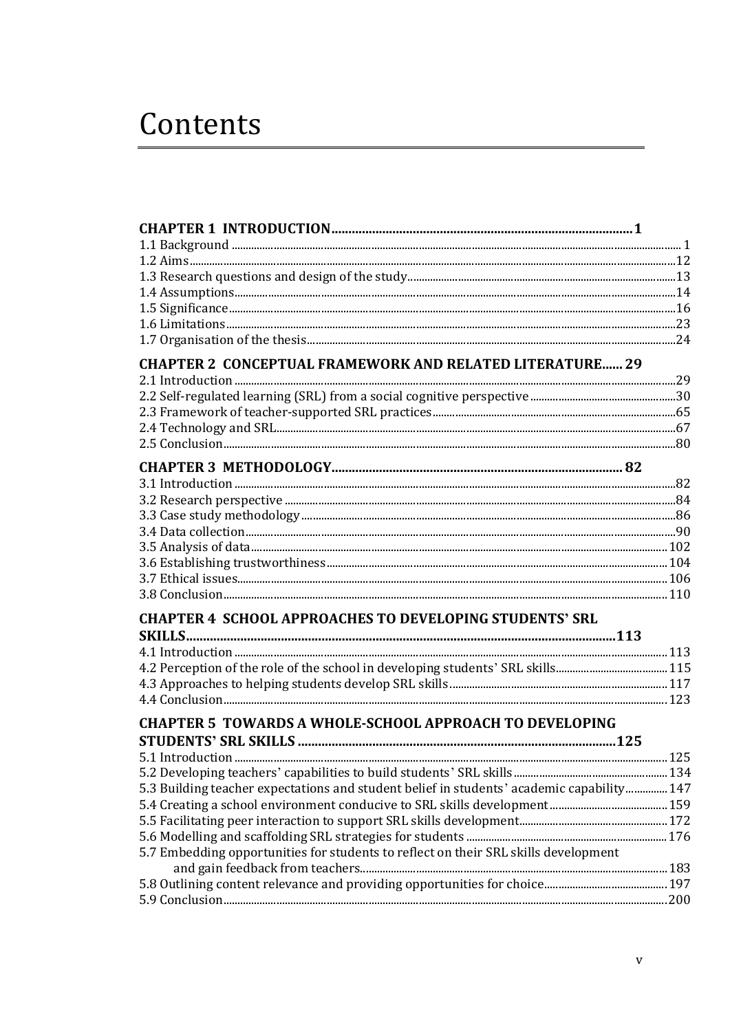# Contents

**CHAPTER 1 INTRODUCTION........................................................................................1**

1.1 Background .................................................................................................................... 1
1.2 Aims...............................................................................................................................12
1.3 Research questions and design of the study.................................................................13
1.4 Assumptions..................................................................................................................14
1.5 Significance....................................................................................................................16
1.6 Limitations.....................................................................................................................23
1.7 Organisation of the thesis..............................................................................................24

**CHAPTER 2 CONCEPTUAL FRAMEWORK AND RELATED LITERATURE...... 29**

2.1 Introduction ..................................................................................................................29
2.2 Self-regulated learning (SRL) from a social cognitive perspective ..............................30
2.3 Framework of teacher-supported SRL practices...........................................................65
2.4 Technology and SRL.....................................................................................................67
2.5 Conclusion.....................................................................................................................80

**CHAPTER 3 METHODOLOGY..................................................................................... 82**

3.1 Introduction ..................................................................................................................82
3.2 Research perspective ....................................................................................................84
3.3 Case study methodology ...............................................................................................86
3.4 Data collection...............................................................................................................90
3.5 Analysis of data............................................................................................................102
3.6 Establishing trustworthiness........................................................................................104
3.7 Ethical issues................................................................................................................106
3.8 Conclusion...................................................................................................................110

**CHAPTER 4 SCHOOL APPROACHES TO DEVELOPING STUDENTS' SRL SKILLS.............................................................................................................................113**

4.1 Introduction .................................................................................................................113
4.2 Perception of the role of the school in developing students' SRL skills......................115
4.3 Approaches to helping students develop SRL skills ...................................................117
4.4 Conclusion...................................................................................................................123

**CHAPTER 5 TOWARDS A WHOLE-SCHOOL APPROACH TO DEVELOPING STUDENTS' SRL SKILLS ............................................................................................125**

5.1 Introduction .................................................................................................................125
5.2 Developing teachers' capabilities to build students' SRL skills ..................................134
5.3 Building teacher expectations and student belief in students' academic capability...............147
5.4 Creating a school environment conducive to SRL skills development .......................159
5.5 Facilitating peer interaction to support SRL skills development..................................172
5.6 Modelling and scaffolding SRL strategies for students ..............................................176
5.7 Embedding opportunities for students to reflect on their SRL skills development and gain feedback from teachers..............................................................................183
5.8 Outlining content relevance and providing opportunities for choice...........................197
5.9 Conclusion...................................................................................................................200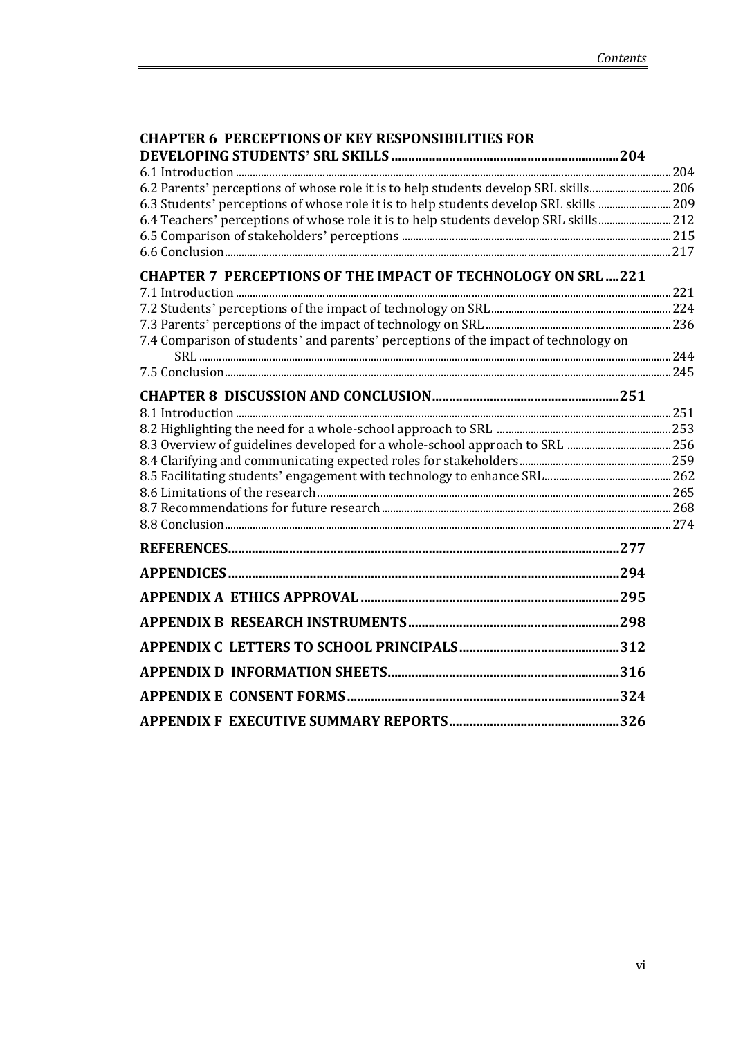**CHAPTER 6 PERCEPTIONS OF KEY RESPONSIBILITIES FOR DEVELOPING STUDENTS' SRL SKILLS .................................................................204**

6.1 Introduction ......................................................................................................................................... 204
6.2 Parents' perceptions of whose role it is to help students develop SRL skills............................. 206
6.3 Students' perceptions of whose role it is to help students develop SRL skills ......................... 209
6.4 Teachers' perceptions of whose role it is to help students develop SRL skills......................... 212
6.5 Comparison of stakeholders' perceptions ............................................................................... 215
6.6 Conclusion.......................................................................................................................................... 217

**CHAPTER 7 PERCEPTIONS OF THE IMPACT OF TECHNOLOGY ON SRL ....221**

7.1 Introduction ........................................................................................................................................ 221
7.2 Students' perceptions of the impact of technology on SRL.............................................................. 224
7.3 Parents' perceptions of the impact of technology on SRL................................................................ 236
7.4 Comparison of students' and parents' perceptions of the impact of technology on SRL ........................................................................................................................................................ 244
7.5 Conclusion........................................................................................................................................... 245

**CHAPTER 8 DISCUSSION AND CONCLUSION.....................................................251**

8.1 Introduction ......................................................................................................................................... 251
8.2 Highlighting the need for a whole-school approach to SRL ............................................................253
8.3 Overview of guidelines developed for a whole-school approach to SRL ..................................... 256
8.4 Clarifying and communicating expected roles for stakeholders.....................................................259
8.5 Facilitating students' engagement with technology to enhance SRL........................................... 262
8.6 Limitations of the research............................................................................................................ 265
8.7 Recommendations for future research ..................................................................................... 268
8.8 Conclusion........................................................................................................................................... 274

**REFERENCES.................................................................................................................277**

**APPENDICES.................................................................................................................294**

**APPENDIX A ETHICS APPROVAL ..........................................................................295**

**APPENDIX B RESEARCH INSTRUMENTS............................................................298**

**APPENDIX C LETTERS TO SCHOOL PRINCIPALS..............................................312**

**APPENDIX D INFORMATION SHEETS...................................................................316**

**APPENDIX E CONSENT FORMS..............................................................................324**

**APPENDIX F EXECUTIVE SUMMARY REPORTS.................................................326**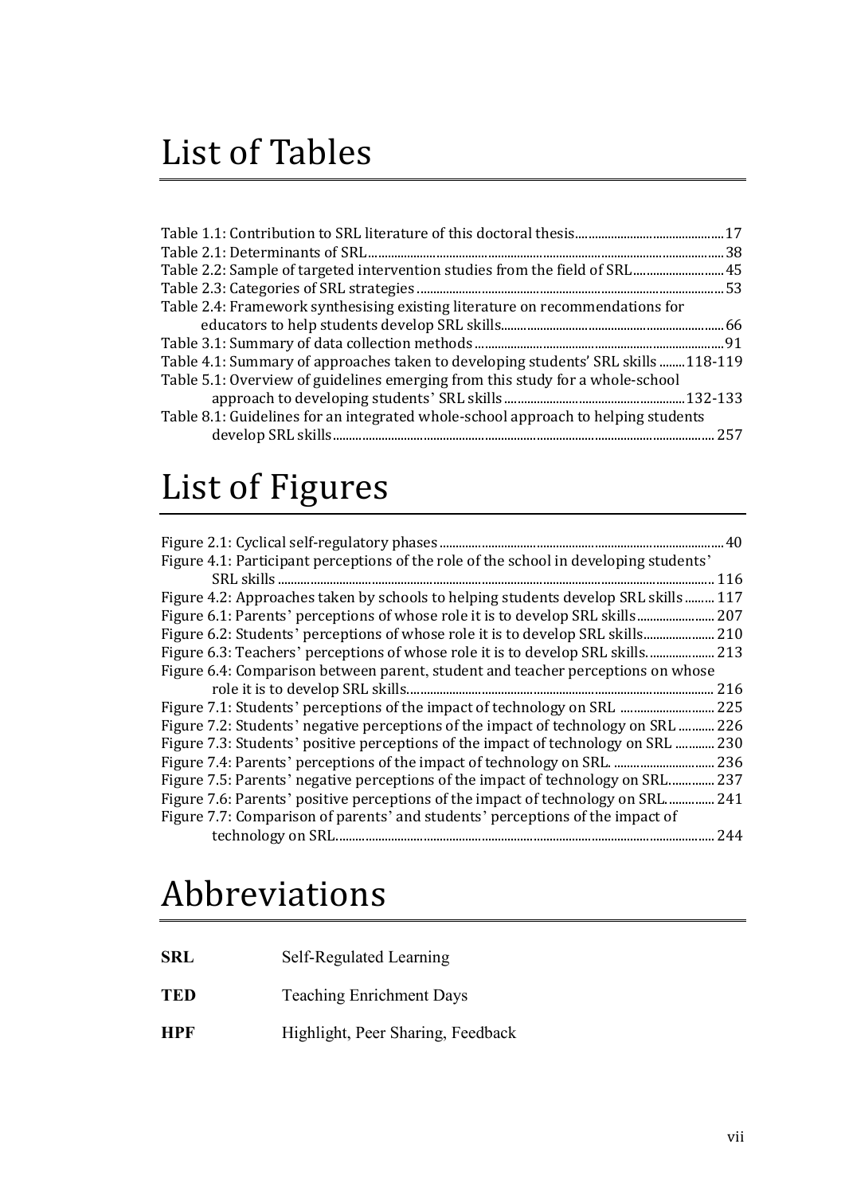# List of Tables

Table 1.1: Contribution to SRL literature of this doctoral thesis.............................................17
Table 2.1: Determinants of SRL.............................................................................................38
Table 2.2: Sample of targeted intervention studies from the field of SRL............................45
Table 2.3: Categories of SRL strategies...............................................................................53
Table 2.4: Framework synthesising existing literature on recommendations for educators to help students develop SRL skills.................................................................66
Table 3.1: Summary of data collection methods..................................................................91
Table 4.1: Summary of approaches taken to developing students' SRL skills ........118-119
Table 5.1: Overview of guidelines emerging from this study for a whole-school approach to developing students' SRL skills.......................................................132-133
Table 8.1: Guidelines for an integrated whole-school approach to helping students develop SRL skills..................................................................................................... 257

# List of Figures

Figure 2.1: Cyclical self-regulatory phases..........................................................................40
Figure 4.1: Participant perceptions of the role of the school in developing students' SRL skills ..................................................................................................................... 116
Figure 4.2: Approaches taken by schools to helping students develop SRL skills......... 117
Figure 6.1: Parents' perceptions of whose role it is to develop SRL skills....................... 207
Figure 6.2: Students' perceptions of whose role it is to develop SRL skills..................... 210
Figure 6.3: Teachers' perceptions of whose role it is to develop SRL skills.................... 213
Figure 6.4: Comparison between parent, student and teacher perceptions on whose role it is to develop SRL skills.............................................................................. 216
Figure 7.1: Students' perceptions of the impact of technology on SRL ............................ 225
Figure 7.2: Students' negative perceptions of the impact of technology on SRL ........... 226
Figure 7.3: Students' positive perceptions of the impact of technology on SRL ............ 230
Figure 7.4: Parents' perceptions of the impact of technology on SRL. ............................. 236
Figure 7.5: Parents' negative perceptions of the impact of technology on SRL............. 237
Figure 7.6: Parents' positive perceptions of the impact of technology on SRL.............. 241
Figure 7.7: Comparison of parents' and students' perceptions of the impact of technology on SRL.................................................................................................... 244

# Abbreviations

| | |
|---|---|
| **SRL** | Self-Regulated Learning |
| **TED** | Teaching Enrichment Days |
| **HPF** | Highlight, Peer Sharing, Feedback |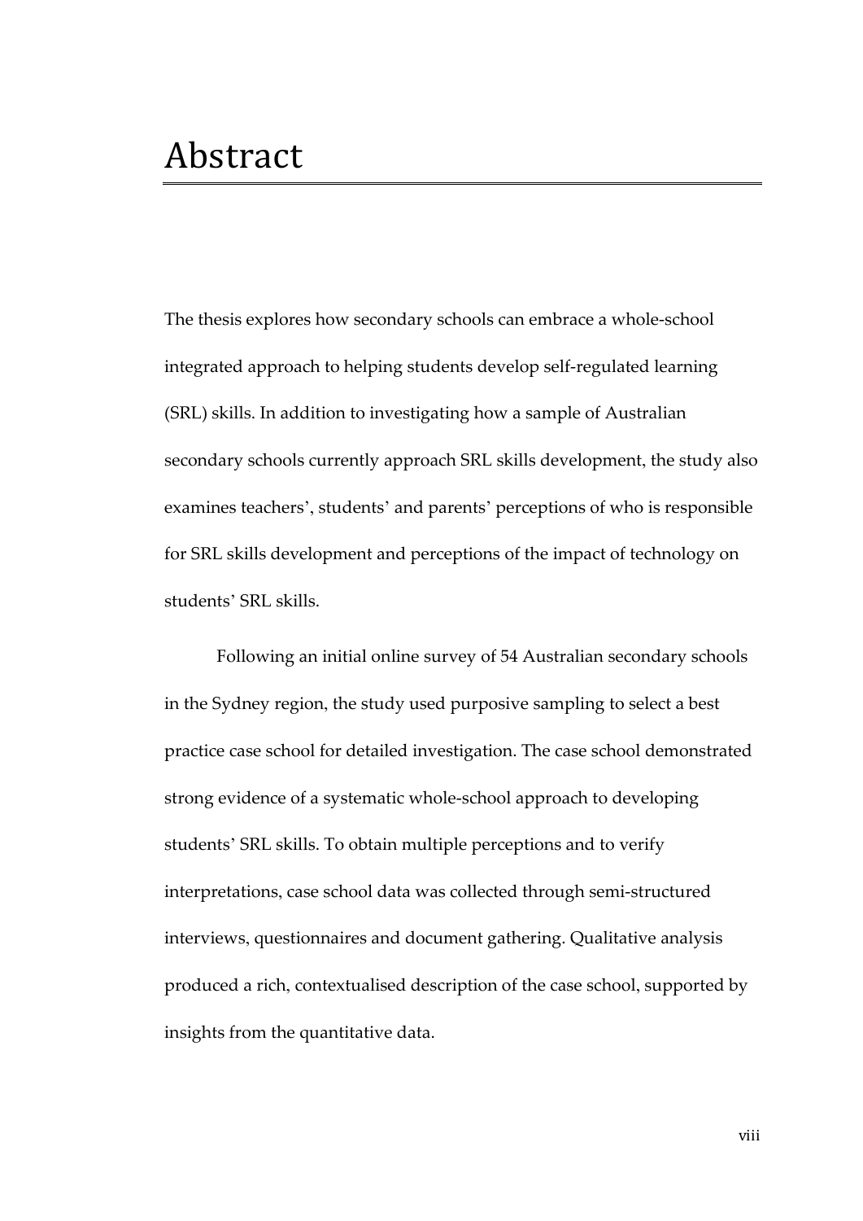# Abstract

The thesis explores how secondary schools can embrace a whole-school integrated approach to helping students develop self-regulated learning (SRL) skills. In addition to investigating how a sample of Australian secondary schools currently approach SRL skills development, the study also examines teachers', students' and parents' perceptions of who is responsible for SRL skills development and perceptions of the impact of technology on students' SRL skills.

Following an initial online survey of 54 Australian secondary schools in the Sydney region, the study used purposive sampling to select a best practice case school for detailed investigation. The case school demonstrated strong evidence of a systematic whole-school approach to developing students' SRL skills. To obtain multiple perceptions and to verify interpretations, case school data was collected through semi-structured interviews, questionnaires and document gathering. Qualitative analysis produced a rich, contextualised description of the case school, supported by insights from the quantitative data.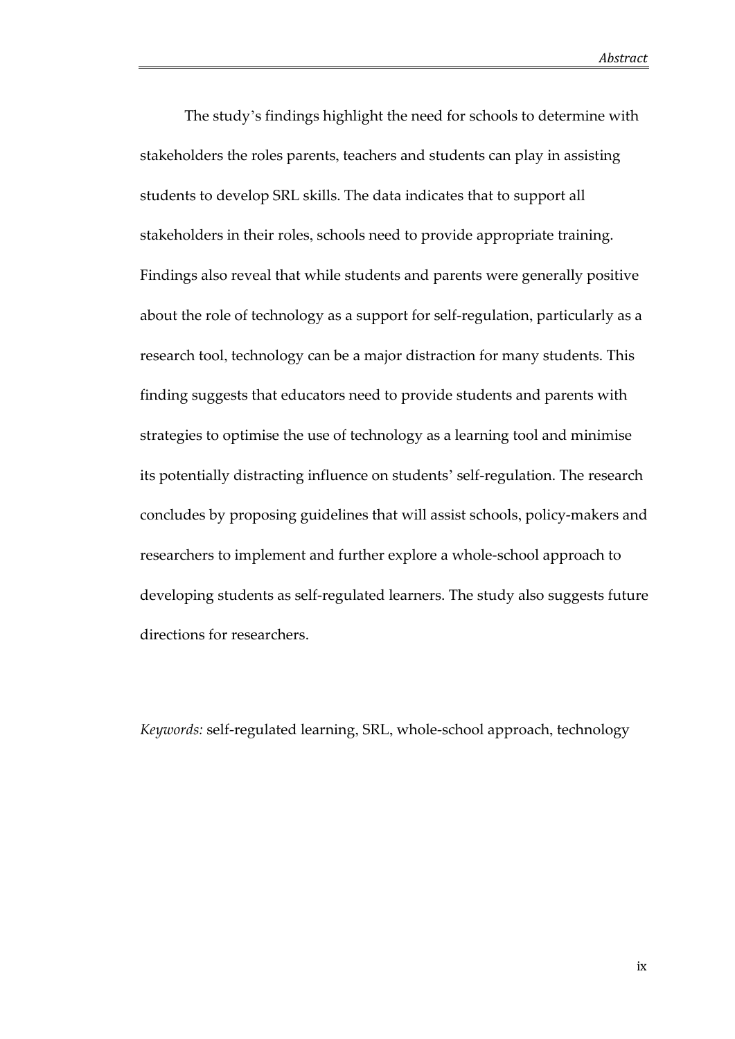The study's findings highlight the need for schools to determine with stakeholders the roles parents, teachers and students can play in assisting students to develop SRL skills. The data indicates that to support all stakeholders in their roles, schools need to provide appropriate training. Findings also reveal that while students and parents were generally positive about the role of technology as a support for self-regulation, particularly as a research tool, technology can be a major distraction for many students. This finding suggests that educators need to provide students and parents with strategies to optimise the use of technology as a learning tool and minimise its potentially distracting influence on students' self-regulation. The research concludes by proposing guidelines that will assist schools, policy-makers and researchers to implement and further explore a whole-school approach to developing students as self-regulated learners. The study also suggests future directions for researchers.

*Keywords:* self-regulated learning, SRL, whole-school approach, technology